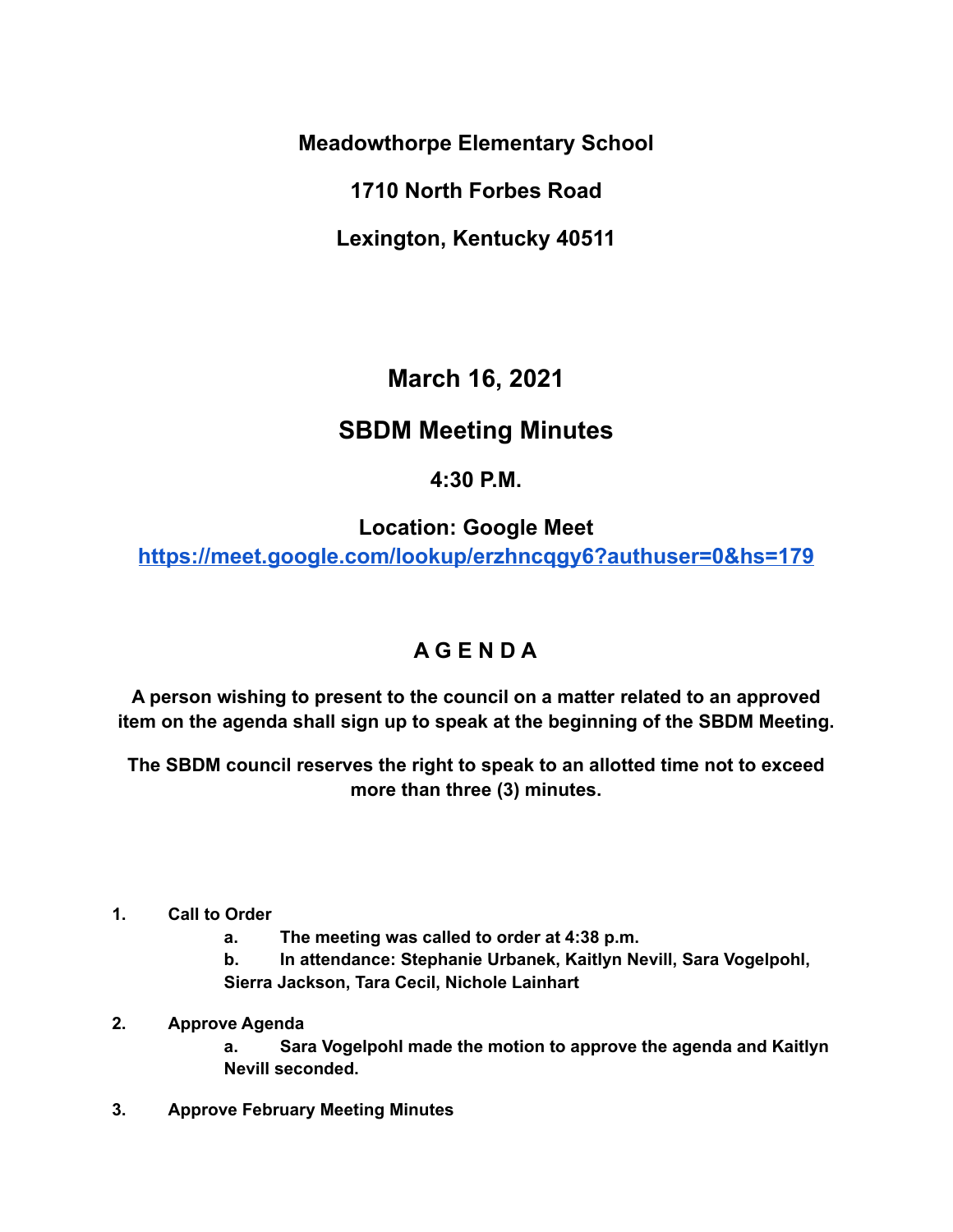**Meadowthorpe Elementary School**

**1710 North Forbes Road**

**Lexington, Kentucky 40511**

## March 16, 2021

## SBDM Meeting Minutes

**4:30 P.M.**

**Location: Google Meet**
**[https://meet.google.com/lookup/erzhncqgy6?authuser=0&hs=179](https://meet.google.com/lookup/erzhncqgy6?authuser=0&hs=179)**

## A G E N D A

**A person wishing to present to the council on a matter related to an approved item on the agenda shall sign up to speak at the beginning of the SBDM Meeting.**

**The SBDM council reserves the right to speak to an allotted time not to exceed more than three (3) minutes.**

1. **Call to Order**
   a. **The meeting was called to order at 4:38 p.m.**
   b. **In attendance: Stephanie Urbanek, Kaitlyn Nevill, Sara Vogelpohl, Sierra Jackson, Tara Cecil, Nichole Lainhart**

2. **Approve Agenda**
   a. **Sara Vogelpohl made the motion to approve the agenda and Kaitlyn Nevill seconded.**

3. **Approve February Meeting Minutes**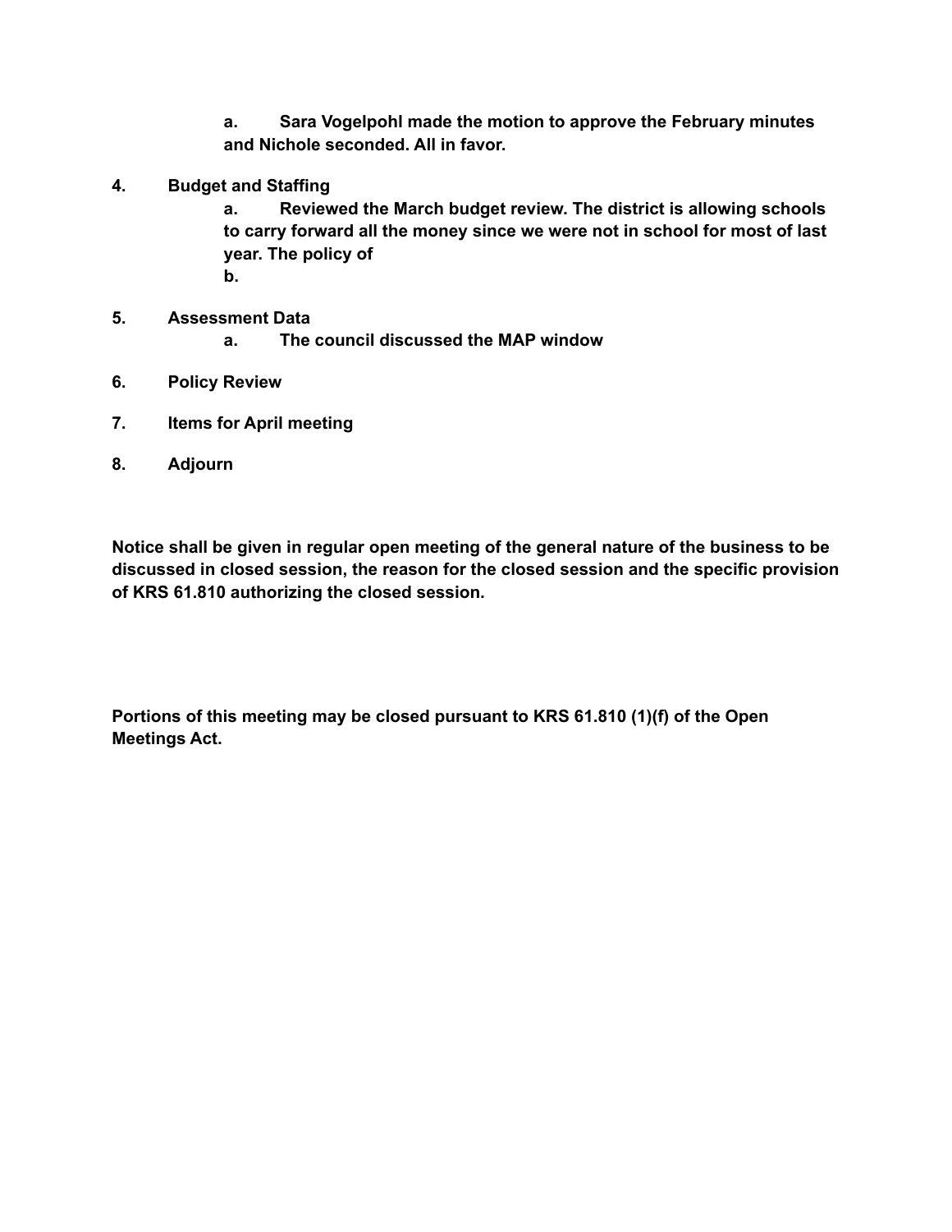a. **Sara Vogelpohl made the motion to approve the February minutes and Nichole seconded. All in favor.**

4. **Budget and Staffing**
   a. **Reviewed the March budget review. The district is allowing schools to carry forward all the money since we were not in school for most of last year. The policy of**
   b.

5. **Assessment Data**
   a. **The council discussed the MAP window**

6. **Policy Review**

7. **Items for April meeting**

8. **Adjourn**

**Notice shall be given in regular open meeting of the general nature of the business to be discussed in closed session, the reason for the closed session and the specific provision of KRS 61.810 authorizing the closed session.**

**Portions of this meeting may be closed pursuant to KRS 61.810 (1)(f) of the Open Meetings Act.**